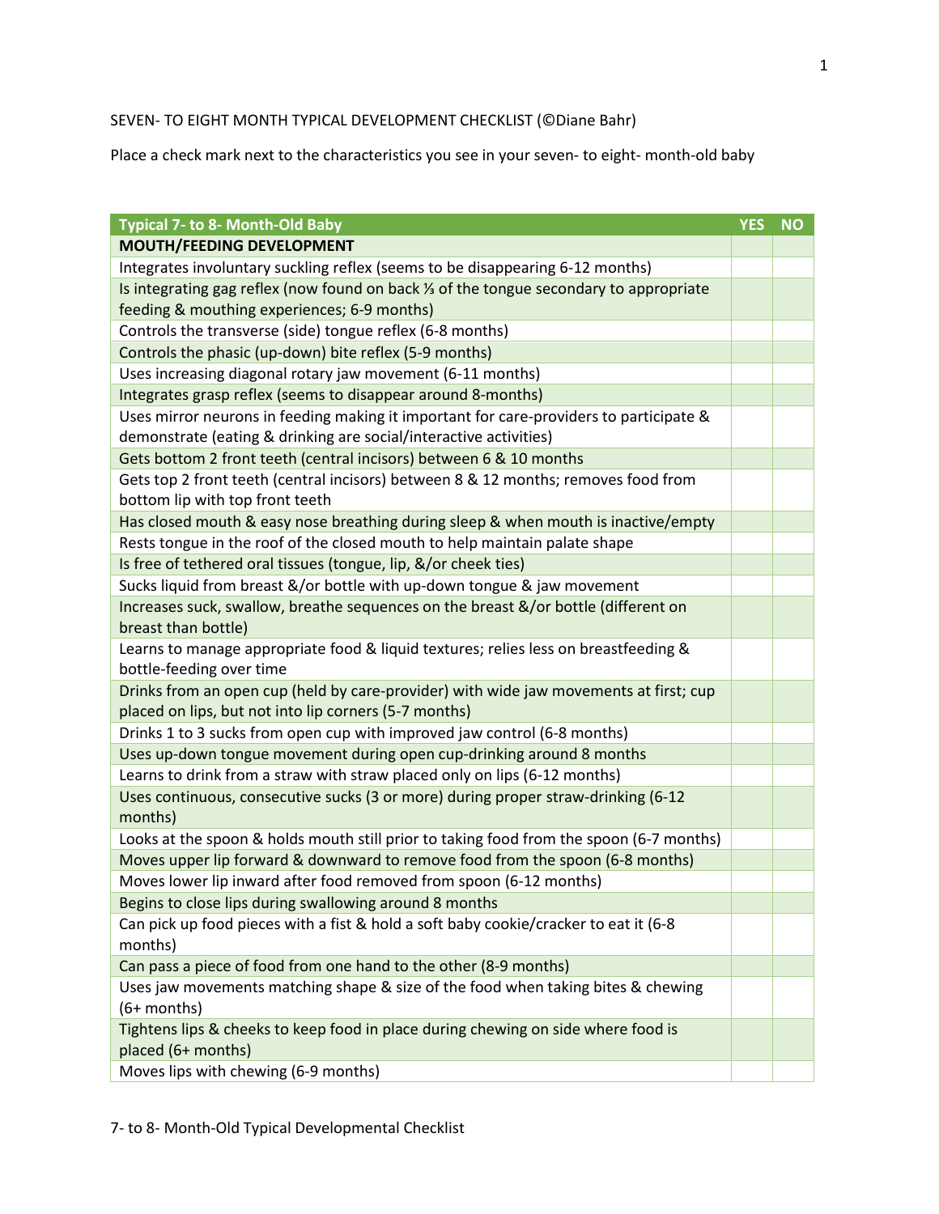SEVEN- TO EIGHT MONTH TYPICAL DEVELOPMENT CHECKLIST (©Diane Bahr)

Place a check mark next to the characteristics you see in your seven- to eight- month-old baby

| Typical 7- to 8- Month-Old Baby | YES | NO |
|---|---|---|
| **MOUTH/FEEDING DEVELOPMENT** | | |
| Integrates involuntary suckling reflex (seems to be disappearing 6-12 months) | | |
| Is integrating gag reflex (now found on back ⅓ of the tongue secondary to appropriate feeding & mouthing experiences; 6-9 months) | | |
| Controls the transverse (side) tongue reflex (6-8 months) | | |
| Controls the phasic (up-down) bite reflex (5-9 months) | | |
| Uses increasing diagonal rotary jaw movement (6-11 months) | | |
| Integrates grasp reflex (seems to disappear around 8-months) | | |
| Uses mirror neurons in feeding making it important for care-providers to participate & demonstrate (eating & drinking are social/interactive activities) | | |
| Gets bottom 2 front teeth (central incisors) between 6 & 10 months | | |
| Gets top 2 front teeth (central incisors) between 8 & 12 months; removes food from bottom lip with top front teeth | | |
| Has closed mouth & easy nose breathing during sleep & when mouth is inactive/empty | | |
| Rests tongue in the roof of the closed mouth to help maintain palate shape | | |
| Is free of tethered oral tissues (tongue, lip, &/or cheek ties) | | |
| Sucks liquid from breast &/or bottle with up-down tongue & jaw movement | | |
| Increases suck, swallow, breathe sequences on the breast &/or bottle (different on breast than bottle) | | |
| Learns to manage appropriate food & liquid textures; relies less on breastfeeding & bottle-feeding over time | | |
| Drinks from an open cup (held by care-provider) with wide jaw movements at first; cup placed on lips, but not into lip corners (5-7 months) | | |
| Drinks 1 to 3 sucks from open cup with improved jaw control (6-8 months) | | |
| Uses up-down tongue movement during open cup-drinking around 8 months | | |
| Learns to drink from a straw with straw placed only on lips (6-12 months) | | |
| Uses continuous, consecutive sucks (3 or more) during proper straw-drinking (6-12 months) | | |
| Looks at the spoon & holds mouth still prior to taking food from the spoon (6-7 months) | | |
| Moves upper lip forward & downward to remove food from the spoon (6-8 months) | | |
| Moves lower lip inward after food removed from spoon (6-12 months) | | |
| Begins to close lips during swallowing around 8 months | | |
| Can pick up food pieces with a fist & hold a soft baby cookie/cracker to eat it (6-8 months) | | |
| Can pass a piece of food from one hand to the other (8-9 months) | | |
| Uses jaw movements matching shape & size of the food when taking bites & chewing (6+ months) | | |
| Tightens lips & cheeks to keep food in place during chewing on side where food is placed (6+ months) | | |
| Moves lips with chewing (6-9 months) | | |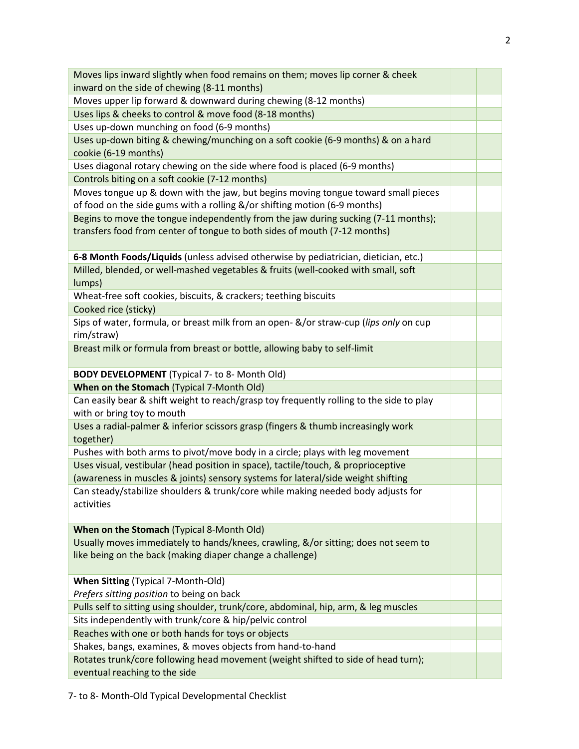| | | |
|---|---|---|
| Moves lips inward slightly when food remains on them; moves lip corner & cheek inward on the side of chewing (8-11 months) | | |
| Moves upper lip forward & downward during chewing (8-12 months) | | |
| Uses lips & cheeks to control & move food (8-18 months) | | |
| Uses up-down munching on food (6-9 months) | | |
| Uses up-down biting & chewing/munching on a soft cookie (6-9 months) & on a hard cookie (6-19 months) | | |
| Uses diagonal rotary chewing on the side where food is placed (6-9 months) | | |
| Controls biting on a soft cookie (7-12 months) | | |
| Moves tongue up & down with the jaw, but begins moving tongue toward small pieces of food on the side gums with a rolling &/or shifting motion (6-9 months) | | |
| Begins to move the tongue independently from the jaw during sucking (7-11 months); transfers food from center of tongue to both sides of mouth (7-12 months) | | |
| **6-8 Month Foods/Liquids** (unless advised otherwise by pediatrician, dietician, etc.) | | |
| Milled, blended, or well-mashed vegetables & fruits (well-cooked with small, soft lumps) | | |
| Wheat-free soft cookies, biscuits, & crackers; teething biscuits | | |
| Cooked rice (sticky) | | |
| Sips of water, formula, or breast milk from an open- &/or straw-cup (*lips only* on cup rim/straw) | | |
| Breast milk or formula from breast or bottle, allowing baby to self-limit | | |
| **BODY DEVELOPMENT** (Typical 7- to 8- Month Old) | | |
| **When on the Stomach** (Typical 7-Month Old) | | |
| Can easily bear & shift weight to reach/grasp toy frequently rolling to the side to play with or bring toy to mouth | | |
| Uses a radial-palmer & inferior scissors grasp (fingers & thumb increasingly work together) | | |
| Pushes with both arms to pivot/move body in a circle; plays with leg movement | | |
| Uses visual, vestibular (head position in space), tactile/touch, & proprioceptive (awareness in muscles & joints) sensory systems for lateral/side weight shifting | | |
| Can steady/stabilize shoulders & trunk/core while making needed body adjusts for activities | | |
| **When on the Stomach** (Typical 8-Month Old)<br>Usually moves immediately to hands/knees, crawling, &/or sitting; does not seem to like being on the back (making diaper change a challenge) | | |
| **When Sitting** (Typical 7-Month-Old)<br>*Prefers sitting position* to being on back | | |
| Pulls self to sitting using shoulder, trunk/core, abdominal, hip, arm, & leg muscles | | |
| Sits independently with trunk/core & hip/pelvic control | | |
| Reaches with one or both hands for toys or objects | | |
| Shakes, bangs, examines, & moves objects from hand-to-hand | | |
| Rotates trunk/core following head movement (weight shifted to side of head turn); eventual reaching to the side | | |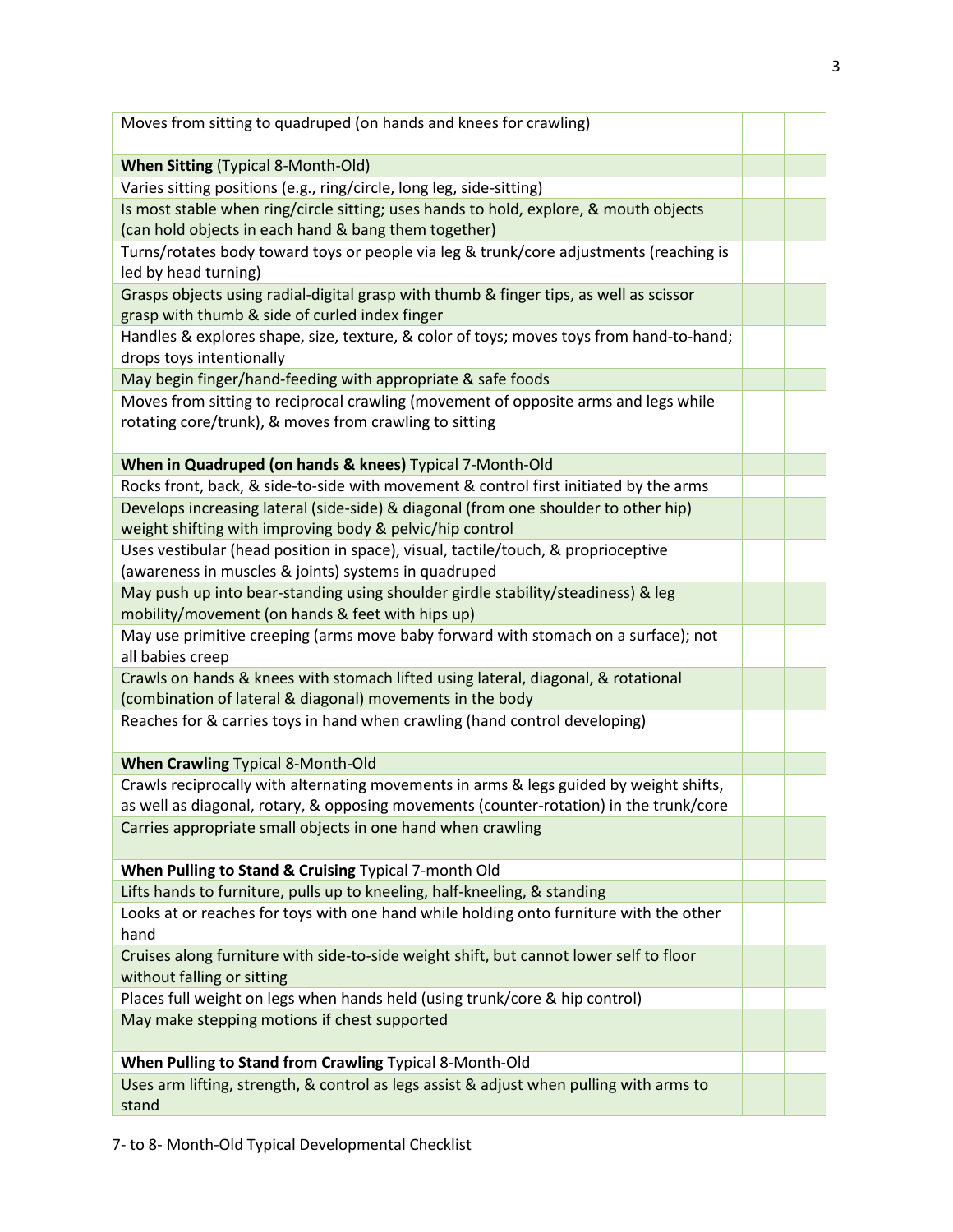| | | |
|---|---|---|
| Moves from sitting to quadruped (on hands and knees for crawling) | | |
| **When Sitting** (Typical 8-Month-Old) | | |
| Varies sitting positions (e.g., ring/circle, long leg, side-sitting) | | |
| Is most stable when ring/circle sitting; uses hands to hold, explore, & mouth objects (can hold objects in each hand & bang them together) | | |
| Turns/rotates body toward toys or people via leg & trunk/core adjustments (reaching is led by head turning) | | |
| Grasps objects using radial-digital grasp with thumb & finger tips, as well as scissor grasp with thumb & side of curled index finger | | |
| Handles & explores shape, size, texture, & color of toys; moves toys from hand-to-hand; drops toys intentionally | | |
| May begin finger/hand-feeding with appropriate & safe foods | | |
| Moves from sitting to reciprocal crawling (movement of opposite arms and legs while rotating core/trunk), & moves from crawling to sitting | | |
| **When in Quadruped (on hands & knees)** Typical 7-Month-Old | | |
| Rocks front, back, & side-to-side with movement & control first initiated by the arms | | |
| Develops increasing lateral (side-side) & diagonal (from one shoulder to other hip) weight shifting with improving body & pelvic/hip control | | |
| Uses vestibular (head position in space), visual, tactile/touch, & proprioceptive (awareness in muscles & joints) systems in quadruped | | |
| May push up into bear-standing using shoulder girdle stability/steadiness) & leg mobility/movement (on hands & feet with hips up) | | |
| May use primitive creeping (arms move baby forward with stomach on a surface); not all babies creep | | |
| Crawls on hands & knees with stomach lifted using lateral, diagonal, & rotational (combination of lateral & diagonal) movements in the body | | |
| Reaches for & carries toys in hand when crawling (hand control developing) | | |
| **When Crawling** Typical 8-Month-Old | | |
| Crawls reciprocally with alternating movements in arms & legs guided by weight shifts, as well as diagonal, rotary, & opposing movements (counter-rotation) in the trunk/core | | |
| Carries appropriate small objects in one hand when crawling | | |
| **When Pulling to Stand & Cruising** Typical 7-month Old | | |
| Lifts hands to furniture, pulls up to kneeling, half-kneeling, & standing | | |
| Looks at or reaches for toys with one hand while holding onto furniture with the other hand | | |
| Cruises along furniture with side-to-side weight shift, but cannot lower self to floor without falling or sitting | | |
| Places full weight on legs when hands held (using trunk/core & hip control) | | |
| May make stepping motions if chest supported | | |
| **When Pulling to Stand from Crawling** Typical 8-Month-Old | | |
| Uses arm lifting, strength, & control as legs assist & adjust when pulling with arms to stand | | |

7- to 8- Month-Old Typical Developmental Checklist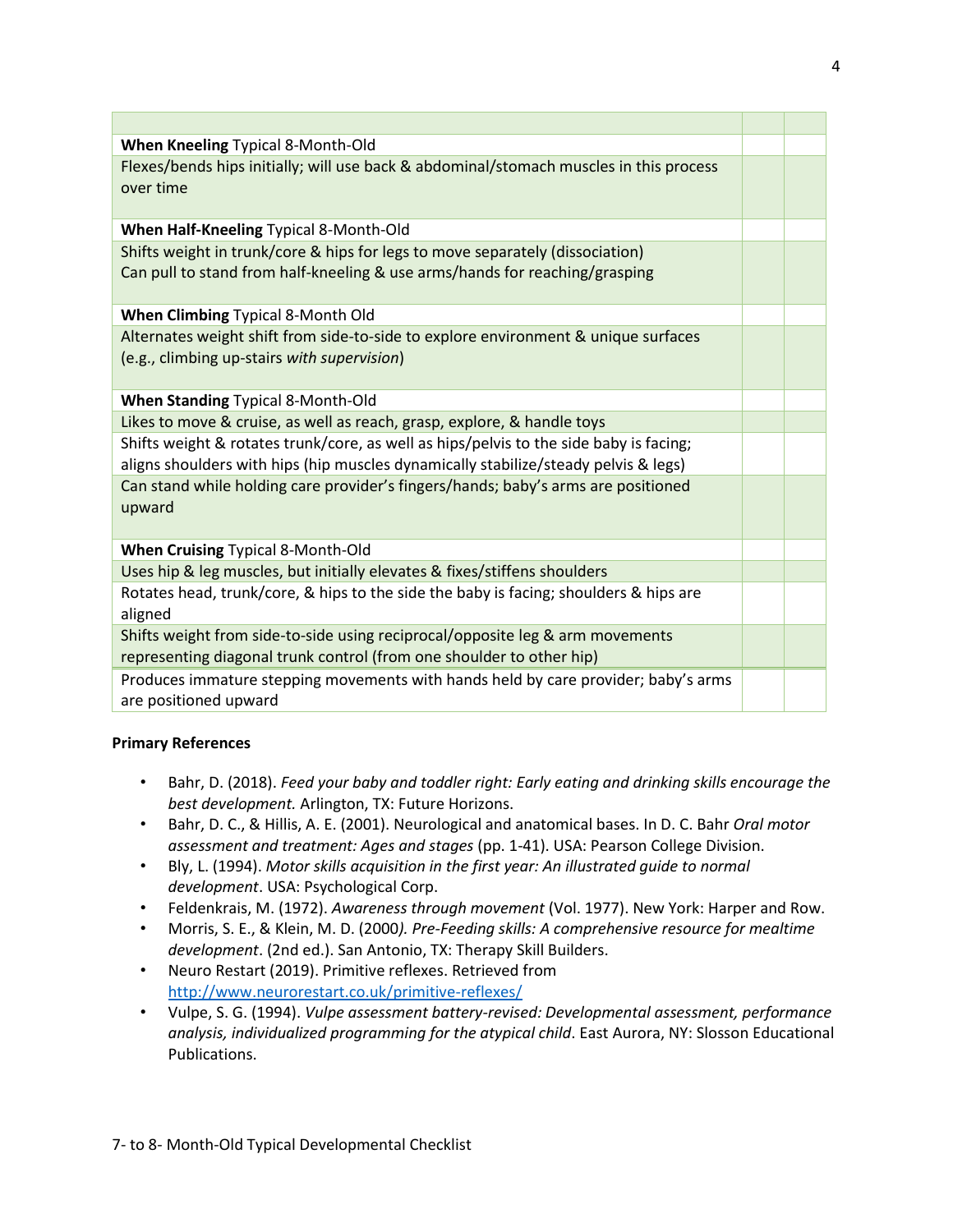| | | |
|---|---|---|
| **When Kneeling** Typical 8-Month-Old | | |
| Flexes/bends hips initially; will use back & abdominal/stomach muscles in this process over time | | |
| **When Half-Kneeling** Typical 8-Month-Old | | |
| Shifts weight in trunk/core & hips for legs to move separately (dissociation)<br>Can pull to stand from half-kneeling & use arms/hands for reaching/grasping | | |
| **When Climbing** Typical 8-Month Old | | |
| Alternates weight shift from side-to-side to explore environment & unique surfaces (e.g., climbing up-stairs *with supervision*) | | |
| **When Standing** Typical 8-Month-Old | | |
| Likes to move & cruise, as well as reach, grasp, explore, & handle toys | | |
| Shifts weight & rotates trunk/core, as well as hips/pelvis to the side baby is facing; aligns shoulders with hips (hip muscles dynamically stabilize/steady pelvis & legs) | | |
| Can stand while holding care provider's fingers/hands; baby's arms are positioned upward | | |
| **When Cruising** Typical 8-Month-Old | | |
| Uses hip & leg muscles, but initially elevates & fixes/stiffens shoulders | | |
| Rotates head, trunk/core, & hips to the side the baby is facing; shoulders & hips are aligned | | |
| Shifts weight from side-to-side using reciprocal/opposite leg & arm movements representing diagonal trunk control (from one shoulder to other hip) | | |
| Produces immature stepping movements with hands held by care provider; baby's arms are positioned upward | | |

**Primary References**

- Bahr, D. (2018). *Feed your baby and toddler right: Early eating and drinking skills encourage the best development.* Arlington, TX: Future Horizons.
- Bahr, D. C., & Hillis, A. E. (2001). Neurological and anatomical bases. In D. C. Bahr *Oral motor assessment and treatment: Ages and stages* (pp. 1-41). USA: Pearson College Division.
- Bly, L. (1994). *Motor skills acquisition in the first year: An illustrated guide to normal development*. USA: Psychological Corp.
- Feldenkrais, M. (1972). *Awareness through movement* (Vol. 1977). New York: Harper and Row.
- Morris, S. E., & Klein, M. D. (2000*). Pre-Feeding skills: A comprehensive resource for mealtime development*. (2nd ed.). San Antonio, TX: Therapy Skill Builders.
- Neuro Restart (2019). Primitive reflexes. Retrieved from http://www.neurorestart.co.uk/primitive-reflexes/
- Vulpe, S. G. (1994). *Vulpe assessment battery-revised: Developmental assessment, performance analysis, individualized programming for the atypical child*. East Aurora, NY: Slosson Educational Publications.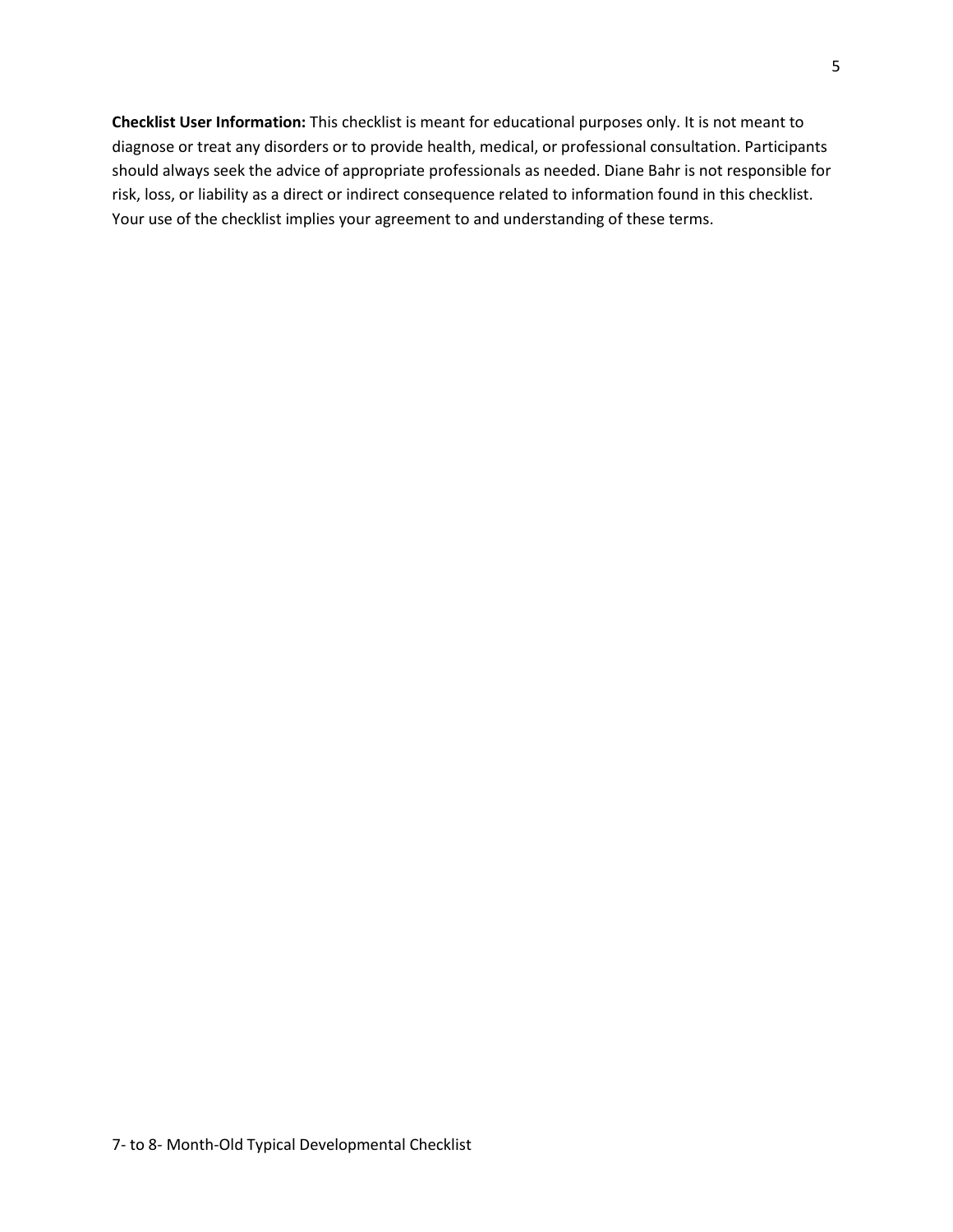**Checklist User Information:** This checklist is meant for educational purposes only. It is not meant to diagnose or treat any disorders or to provide health, medical, or professional consultation. Participants should always seek the advice of appropriate professionals as needed. Diane Bahr is not responsible for risk, loss, or liability as a direct or indirect consequence related to information found in this checklist. Your use of the checklist implies your agreement to and understanding of these terms.